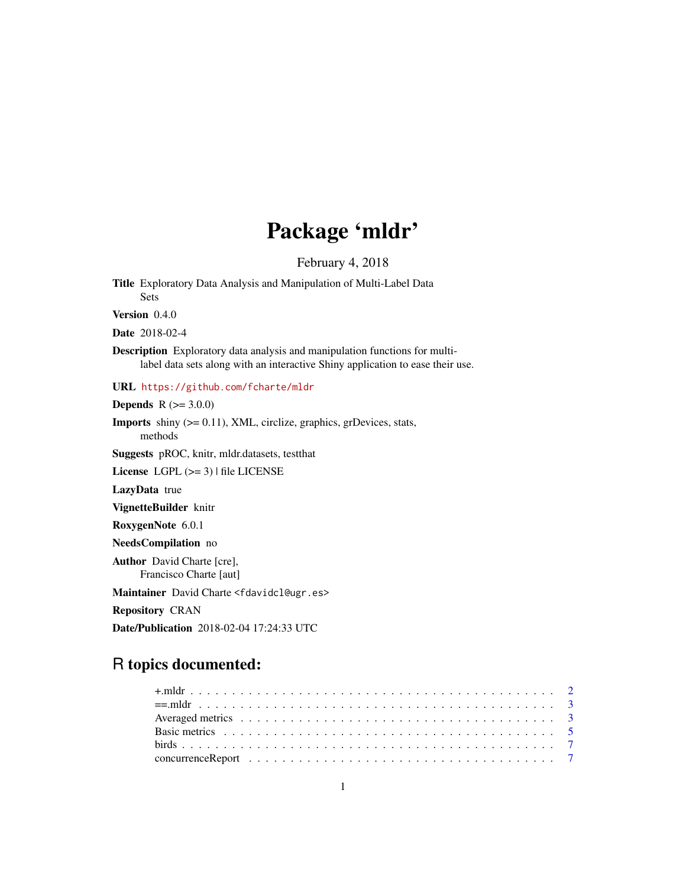# Package 'mldr'

February 4, 2018

**Title** Exploratory Data Analysis and Manipulation of Multi-Label Data Sets

**Version** 0.4.0

**Date** 2018-02-4

**Description** Exploratory data analysis and manipulation functions for multi-label data sets along with an interactive Shiny application to ease their use.

**URL** https://github.com/fcharte/mldr

**Depends** R (>= 3.0.0)

**Imports** shiny (>= 0.11), XML, circlize, graphics, grDevices, stats, methods

**Suggests** pROC, knitr, mldr.datasets, testthat

**License** LGPL (>= 3) | file LICENSE

**LazyData** true

**VignetteBuilder** knitr

**RoxygenNote** 6.0.1

**NeedsCompilation** no

**Author** David Charte [cre], Francisco Charte [aut]

**Maintainer** David Charte <fdavidcl@ugr.es>

**Repository** CRAN

**Date/Publication** 2018-02-04 17:24:33 UTC

## R topics documented:

+.mldr . . . . . . . . . . . . . . . . . . . . . . . . . . . . . . . . . . . . . . . . . . 2
==.mldr . . . . . . . . . . . . . . . . . . . . . . . . . . . . . . . . . . . . . . . . . 3
Averaged metrics . . . . . . . . . . . . . . . . . . . . . . . . . . . . . . . . . . . . . 3
Basic metrics . . . . . . . . . . . . . . . . . . . . . . . . . . . . . . . . . . . . . . . 5
birds . . . . . . . . . . . . . . . . . . . . . . . . . . . . . . . . . . . . . . . . . . . 7
concurrenceReport . . . . . . . . . . . . . . . . . . . . . . . . . . . . . . . . . . . . 7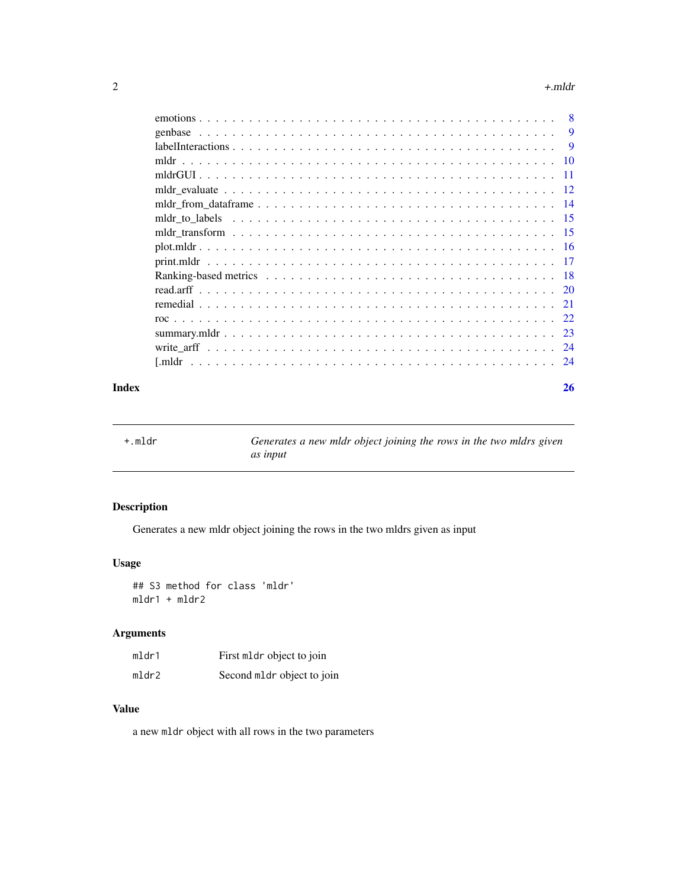| | |
|---|---|
| emotions | 8 |
| genbase | 9 |
| labelInteractions | 9 |
| mldr | 10 |
| mldrGUI | 11 |
| mldr_evaluate | 12 |
| mldr_from_dataframe | 14 |
| mldr_to_labels | 15 |
| mldr_transform | 15 |
| plot.mldr | 16 |
| print.mldr | 17 |
| Ranking-based metrics | 18 |
| read.arff | 20 |
| remedial | 21 |
| roc | 22 |
| summary.mldr | 23 |
| write_arff | 24 |
| [.mldr | 24 |

**Index** **26**

---

## +.mldr — *Generates a new mldr object joining the rows in the two mldrs given as input*

### Description

Generates a new mldr object joining the rows in the two mldrs given as input

### Usage

```
## S3 method for class 'mldr'
mldr1 + mldr2
```

### Arguments

| | |
|---|---|
| mldr1 | First `mldr` object to join |
| mldr2 | Second `mldr` object to join |

### Value

a new `mldr` object with all rows in the two parameters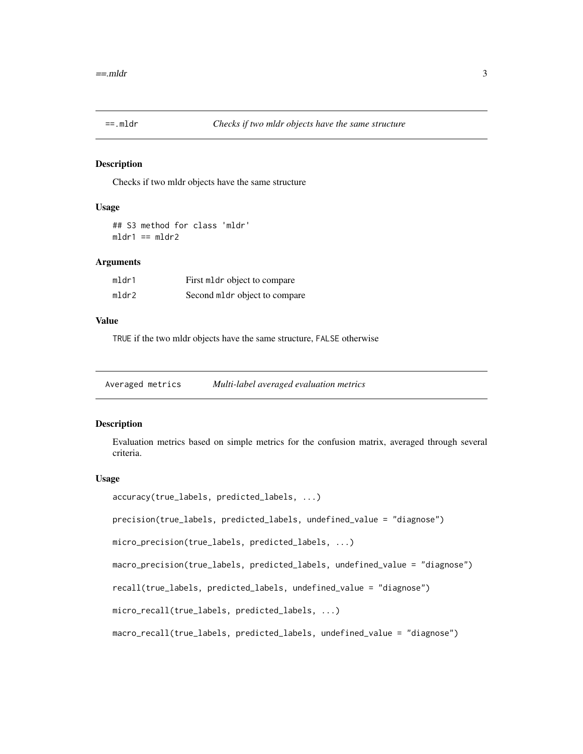## ==.mldr *Checks if two mldr objects have the same structure*

### Description

Checks if two mldr objects have the same structure

### Usage

```
## S3 method for class 'mldr'
mldr1 == mldr2
```

### Arguments

| | |
|---|---|
| mldr1 | First mldr object to compare |
| mldr2 | Second mldr object to compare |

### Value

TRUE if the two mldr objects have the same structure, FALSE otherwise

## Averaged metrics *Multi-label averaged evaluation metrics*

### Description

Evaluation metrics based on simple metrics for the confusion matrix, averaged through several criteria.

### Usage

```
accuracy(true_labels, predicted_labels, ...)

precision(true_labels, predicted_labels, undefined_value = "diagnose")

micro_precision(true_labels, predicted_labels, ...)

macro_precision(true_labels, predicted_labels, undefined_value = "diagnose")

recall(true_labels, predicted_labels, undefined_value = "diagnose")

micro_recall(true_labels, predicted_labels, ...)

macro_recall(true_labels, predicted_labels, undefined_value = "diagnose")
```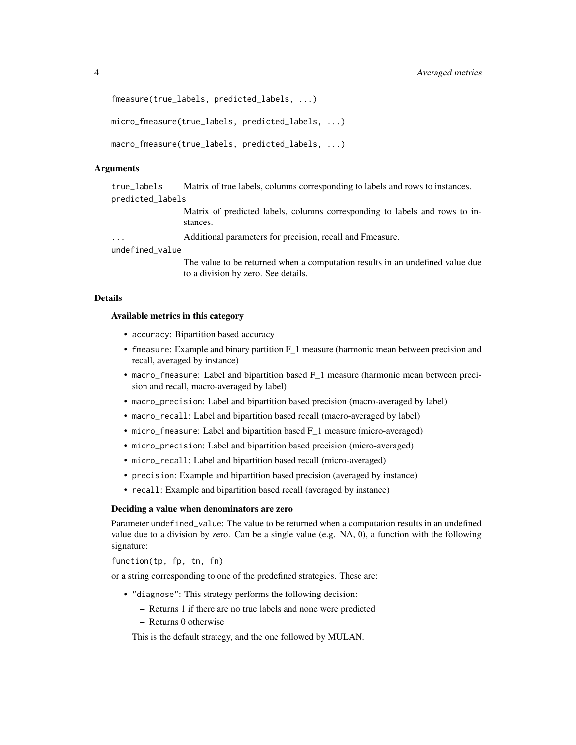```
fmeasure(true_labels, predicted_labels, ...)

micro_fmeasure(true_labels, predicted_labels, ...)

macro_fmeasure(true_labels, predicted_labels, ...)
```

### Arguments

`true_labels` Matrix of true labels, columns corresponding to labels and rows to instances.

`predicted_labels` Matrix of predicted labels, columns corresponding to labels and rows to instances.

`...` Additional parameters for precision, recall and Fmeasure.

`undefined_value` The value to be returned when a computation results in an undefined value due to a division by zero. See details.

### Details

#### Available metrics in this category

- `accuracy`: Bipartition based accuracy
- `fmeasure`: Example and binary partition F_1 measure (harmonic mean between precision and recall, averaged by instance)
- `macro_fmeasure`: Label and bipartition based F_1 measure (harmonic mean between precision and recall, macro-averaged by label)
- `macro_precision`: Label and bipartition based precision (macro-averaged by label)
- `macro_recall`: Label and bipartition based recall (macro-averaged by label)
- `micro_fmeasure`: Label and bipartition based F_1 measure (micro-averaged)
- `micro_precision`: Label and bipartition based precision (micro-averaged)
- `micro_recall`: Label and bipartition based recall (micro-averaged)
- `precision`: Example and bipartition based precision (averaged by instance)
- `recall`: Example and bipartition based recall (averaged by instance)

#### Deciding a value when denominators are zero

Parameter `undefined_value`: The value to be returned when a computation results in an undefined value due to a division by zero. Can be a single value (e.g. NA, 0), a function with the following signature:

`function(tp, fp, tn, fn)`

or a string corresponding to one of the predefined strategies. These are:

- `"diagnose"`: This strategy performs the following decision:
  - Returns 1 if there are no true labels and none were predicted
  - Returns 0 otherwise

  This is the default strategy, and the one followed by MULAN.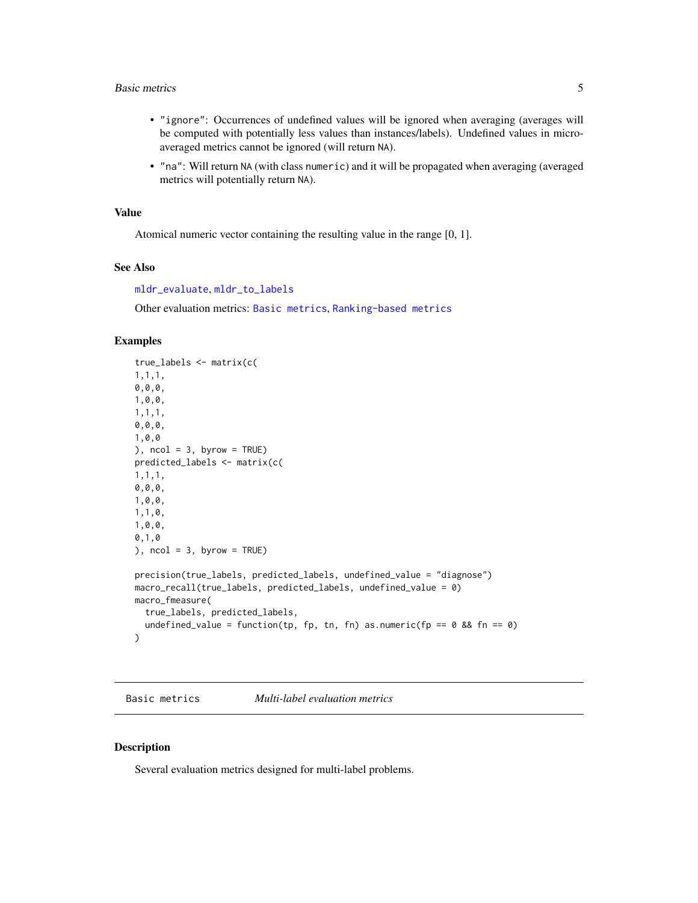- "ignore": Occurrences of undefined values will be ignored when averaging (averages will be computed with potentially less values than instances/labels). Undefined values in micro-averaged metrics cannot be ignored (will return NA).
- "na": Will return NA (with class numeric) and it will be propagated when averaging (averaged metrics will potentially return NA).

## Value

Atomical numeric vector containing the resulting value in the range [0, 1].

## See Also

mldr_evaluate, mldr_to_labels

Other evaluation metrics: Basic metrics, Ranking-based metrics

## Examples

```
true_labels <- matrix(c(
1,1,1,
0,0,0,
1,0,0,
1,1,1,
0,0,0,
1,0,0
), ncol = 3, byrow = TRUE)
predicted_labels <- matrix(c(
1,1,1,
0,0,0,
1,0,0,
1,1,0,
1,0,0,
0,1,0
), ncol = 3, byrow = TRUE)

precision(true_labels, predicted_labels, undefined_value = "diagnose")
macro_recall(true_labels, predicted_labels, undefined_value = 0)
macro_fmeasure(
  true_labels, predicted_labels,
  undefined_value = function(tp, fp, tn, fn) as.numeric(fp == 0 && fn == 0)
)
```

---

# Basic metrics — *Multi-label evaluation metrics*

## Description

Several evaluation metrics designed for multi-label problems.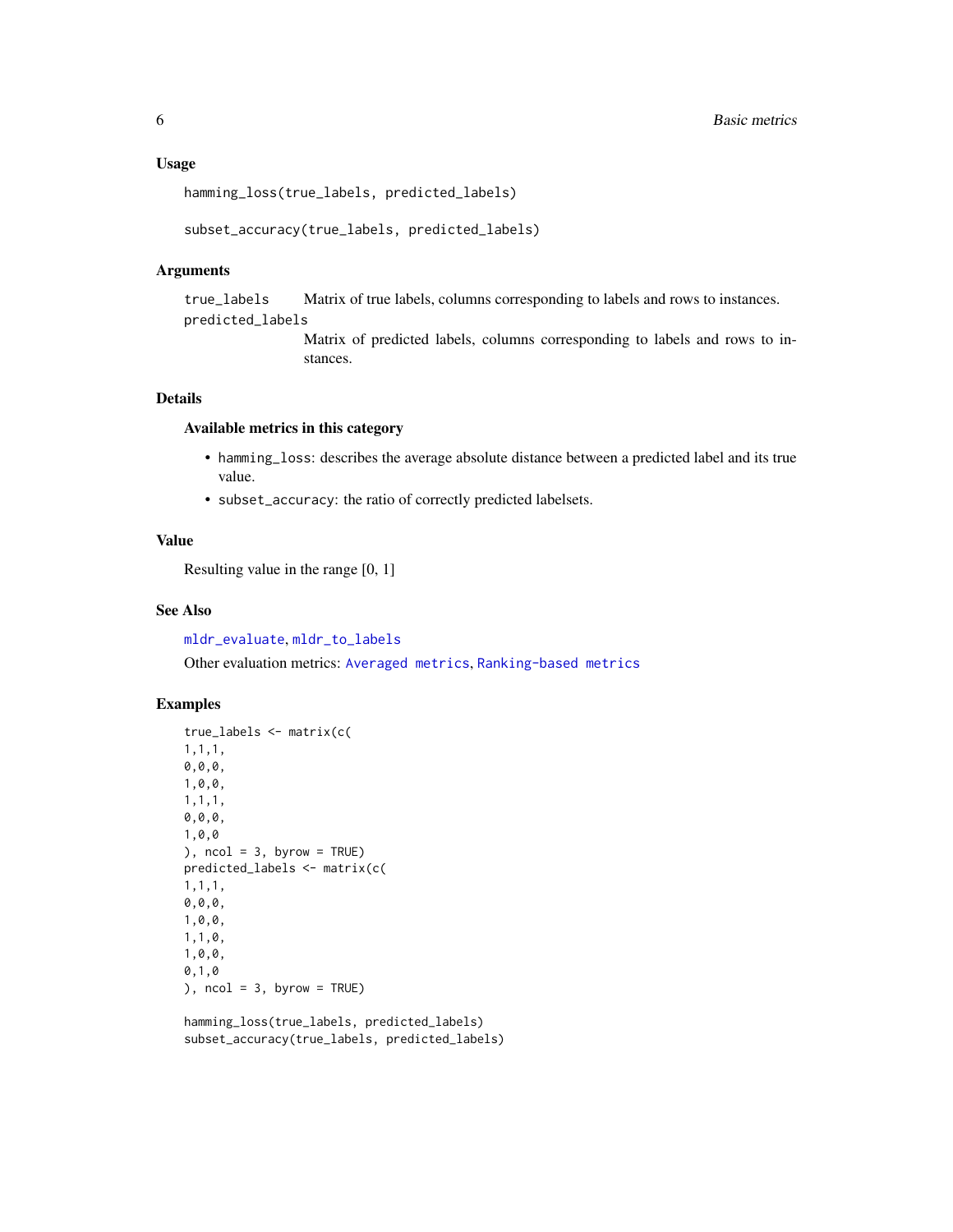### Usage

```
hamming_loss(true_labels, predicted_labels)

subset_accuracy(true_labels, predicted_labels)
```

### Arguments

- `true_labels` Matrix of true labels, columns corresponding to labels and rows to instances.
- `predicted_labels` Matrix of predicted labels, columns corresponding to labels and rows to instances.

### Details

#### Available metrics in this category

- `hamming_loss`: describes the average absolute distance between a predicted label and its true value.
- `subset_accuracy`: the ratio of correctly predicted labelsets.

### Value

Resulting value in the range [0, 1]

### See Also

`mldr_evaluate`, `mldr_to_labels`

Other evaluation metrics: `Averaged metrics`, `Ranking-based metrics`

### Examples

```
true_labels <- matrix(c(
1,1,1,
0,0,0,
1,0,0,
1,1,1,
0,0,0,
1,0,0
), ncol = 3, byrow = TRUE)
predicted_labels <- matrix(c(
1,1,1,
0,0,0,
1,0,0,
1,1,0,
1,0,0,
0,1,0
), ncol = 3, byrow = TRUE)

hamming_loss(true_labels, predicted_labels)
subset_accuracy(true_labels, predicted_labels)
```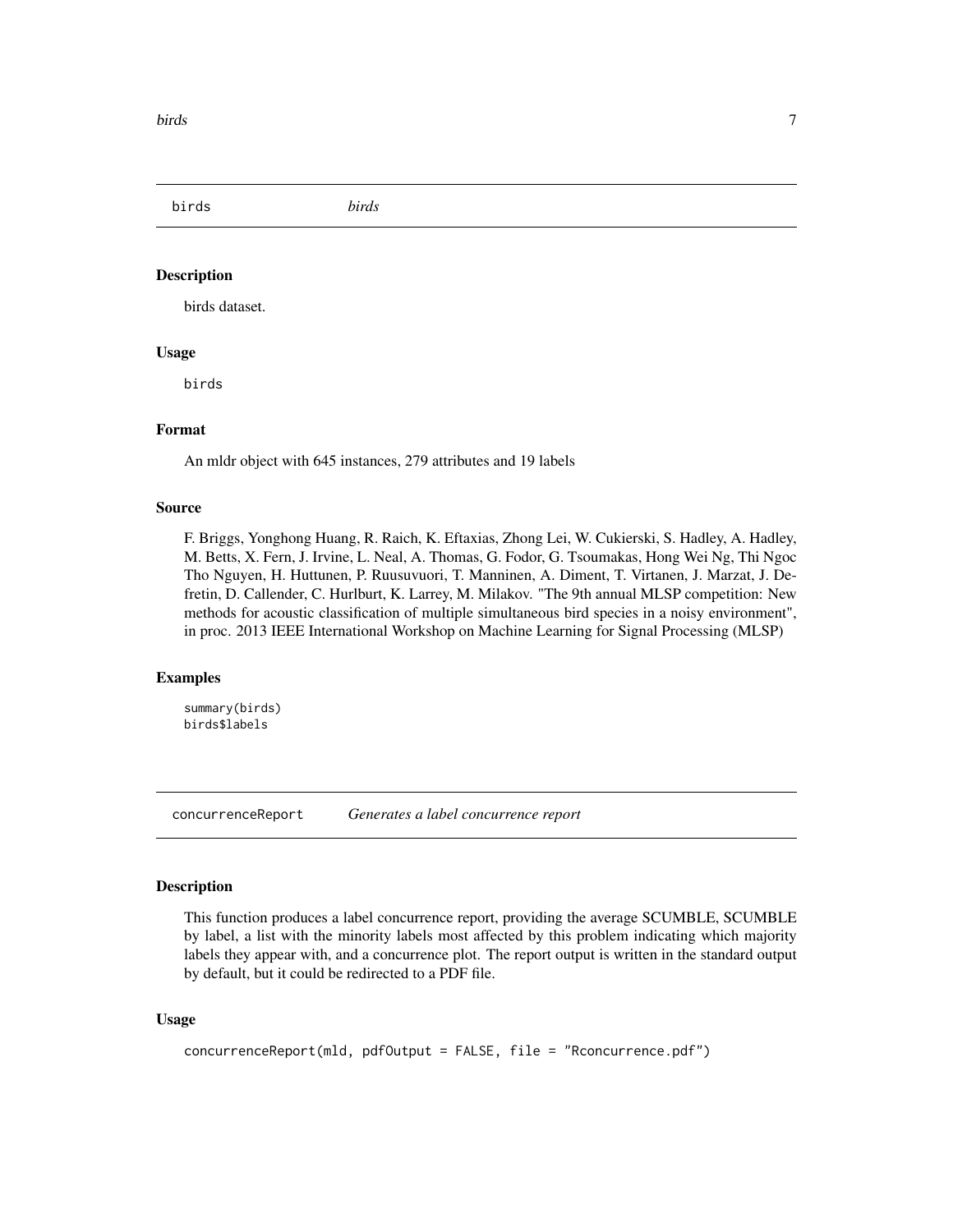## birds — *birds*

### Description

birds dataset.

### Usage

```
birds
```

### Format

An mldr object with 645 instances, 279 attributes and 19 labels

### Source

F. Briggs, Yonghong Huang, R. Raich, K. Eftaxias, Zhong Lei, W. Cukierski, S. Hadley, A. Hadley, M. Betts, X. Fern, J. Irvine, L. Neal, A. Thomas, G. Fodor, G. Tsoumakas, Hong Wei Ng, Thi Ngoc Tho Nguyen, H. Huttunen, P. Ruusuvuori, T. Manninen, A. Diment, T. Virtanen, J. Marzat, J. Defretin, D. Callender, C. Hurlburt, K. Larrey, M. Milakov. "The 9th annual MLSP competition: New methods for acoustic classification of multiple simultaneous bird species in a noisy environment", in proc. 2013 IEEE International Workshop on Machine Learning for Signal Processing (MLSP)

### Examples

```
summary(birds)
birds$labels
```

## concurrenceReport — *Generates a label concurrence report*

### Description

This function produces a label concurrence report, providing the average SCUMBLE, SCUMBLE by label, a list with the minority labels most affected by this problem indicating which majority labels they appear with, and a concurrence plot. The report output is written in the standard output by default, but it could be redirected to a PDF file.

### Usage

```
concurrenceReport(mld, pdfOutput = FALSE, file = "Rconcurrence.pdf")
```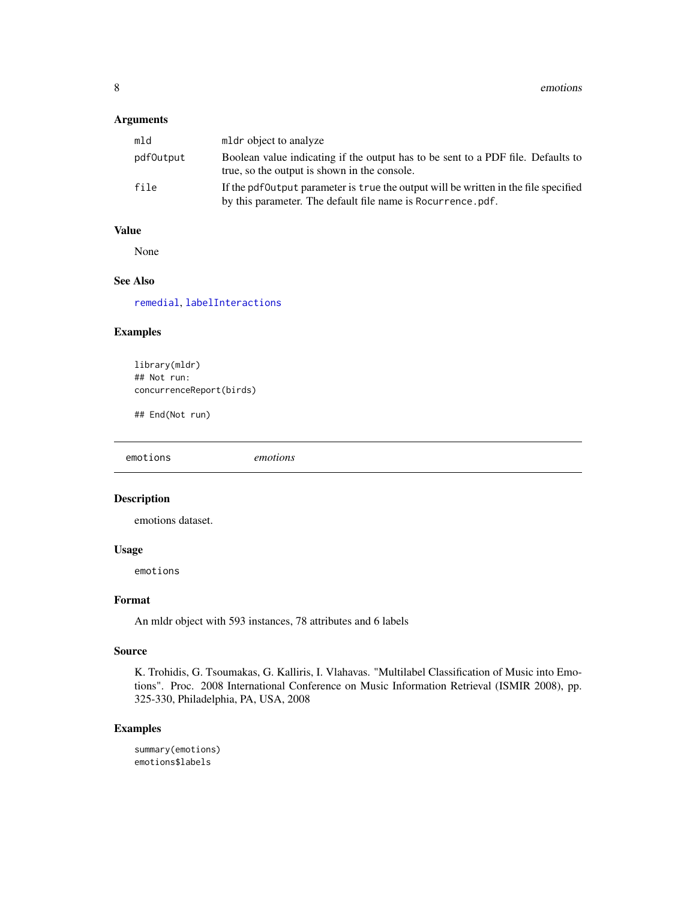### Arguments

| | |
|---|---|
| `mld` | `mldr` object to analyze |
| `pdfOutput` | Boolean value indicating if the output has to be sent to a PDF file. Defaults to true, so the output is shown in the console. |
| `file` | If the `pdfOutput` parameter is `true` the output will be written in the file specified by this parameter. The default file name is `Rocurrence.pdf`. |

### Value

None

### See Also

`remedial`, `labelInteractions`

### Examples

```
library(mldr)
## Not run:
concurrenceReport(birds)

## End(Not run)
```

## emotions *emotions*

### Description

emotions dataset.

### Usage

```
emotions
```

### Format

An mldr object with 593 instances, 78 attributes and 6 labels

### Source

K. Trohidis, G. Tsoumakas, G. Kalliris, I. Vlahavas. "Multilabel Classification of Music into Emotions". Proc. 2008 International Conference on Music Information Retrieval (ISMIR 2008), pp. 325-330, Philadelphia, PA, USA, 2008

### Examples

```
summary(emotions)
emotions$labels
```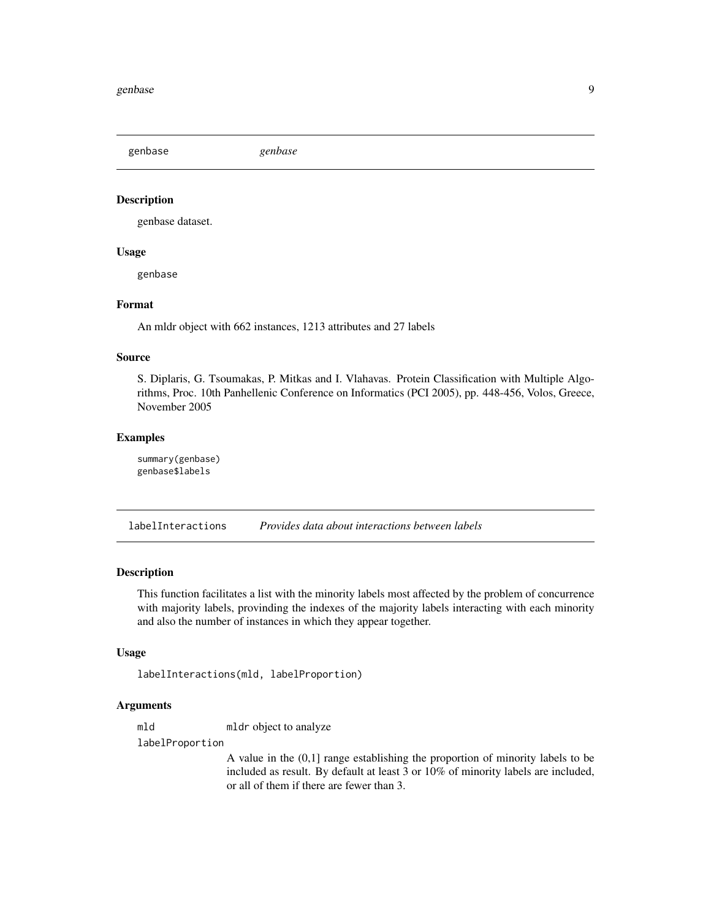## genbase *genbase*

### Description

genbase dataset.

### Usage

```
genbase
```

### Format

An mldr object with 662 instances, 1213 attributes and 27 labels

### Source

S. Diplaris, G. Tsoumakas, P. Mitkas and I. Vlahavas. Protein Classification with Multiple Algorithms, Proc. 10th Panhellenic Conference on Informatics (PCI 2005), pp. 448-456, Volos, Greece, November 2005

### Examples

```
summary(genbase)
genbase$labels
```

## labelInteractions *Provides data about interactions between labels*

### Description

This function facilitates a list with the minority labels most affected by the problem of concurrence with majority labels, provinding the indexes of the majority labels interacting with each minority and also the number of instances in which they appear together.

### Usage

```
labelInteractions(mld, labelProportion)
```

### Arguments

`mld` mldr object to analyze

`labelProportion` A value in the (0,1] range establishing the proportion of minority labels to be included as result. By default at least 3 or 10% of minority labels are included, or all of them if there are fewer than 3.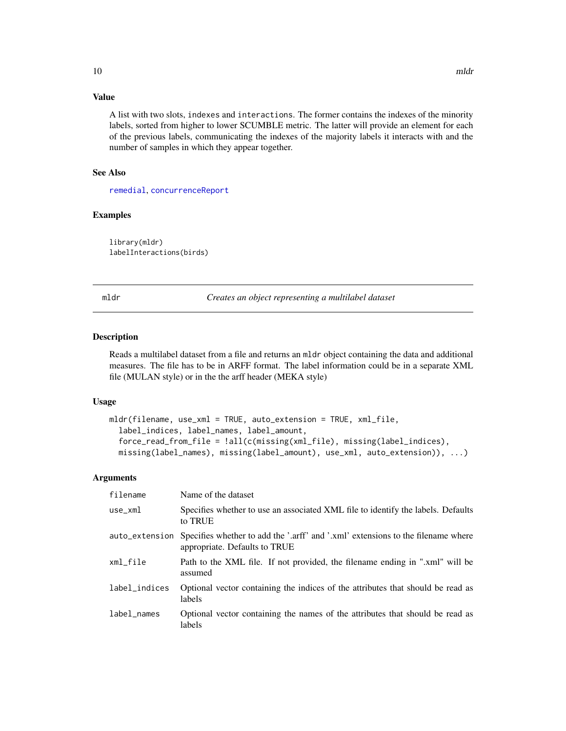### Value

A list with two slots, indexes and interactions. The former contains the indexes of the minority labels, sorted from higher to lower SCUMBLE metric. The latter will provide an element for each of the previous labels, communicating the indexes of the majority labels it interacts with and the number of samples in which they appear together.

### See Also

remedial, concurrenceReport

### Examples

```
library(mldr)
labelInteractions(birds)
```

---

## mldr — *Creates an object representing a multilabel dataset*

### Description

Reads a multilabel dataset from a file and returns an mldr object containing the data and additional measures. The file has to be in ARFF format. The label information could be in a separate XML file (MULAN style) or in the the arff header (MEKA style)

### Usage

```
mldr(filename, use_xml = TRUE, auto_extension = TRUE, xml_file,
  label_indices, label_names, label_amount,
  force_read_from_file = !all(c(missing(xml_file), missing(label_indices),
  missing(label_names), missing(label_amount), use_xml, auto_extension)), ...)
```

### Arguments

| | |
|---|---|
| filename | Name of the dataset |
| use_xml | Specifies whether to use an associated XML file to identify the labels. Defaults to TRUE |
| auto_extension | Specifies whether to add the '.arff' and '.xml' extensions to the filename where appropriate. Defaults to TRUE |
| xml_file | Path to the XML file. If not provided, the filename ending in ".xml" will be assumed |
| label_indices | Optional vector containing the indices of the attributes that should be read as labels |
| label_names | Optional vector containing the names of the attributes that should be read as labels |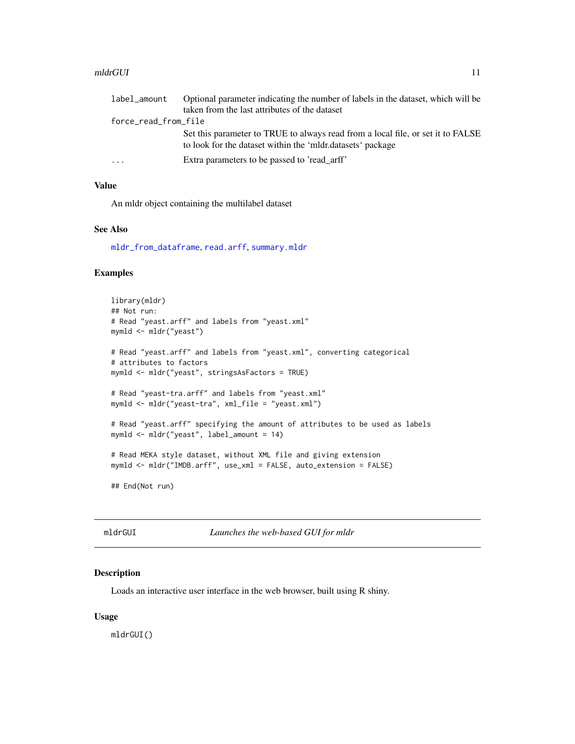| | |
|---|---|
| label_amount | Optional parameter indicating the number of labels in the dataset, which will be taken from the last attributes of the dataset |
| force_read_from_file | Set this parameter to TRUE to always read from a local file, or set it to FALSE to look for the dataset within the 'mldr.datasets' package |
| ... | Extra parameters to be passed to 'read_arff' |

### Value

An mldr object containing the multilabel dataset

### See Also

mldr_from_dataframe, read.arff, summary.mldr

### Examples

```
library(mldr)
## Not run:
# Read "yeast.arff" and labels from "yeast.xml"
mymld <- mldr("yeast")

# Read "yeast.arff" and labels from "yeast.xml", converting categorical
# attributes to factors
mymld <- mldr("yeast", stringsAsFactors = TRUE)

# Read "yeast-tra.arff" and labels from "yeast.xml"
mymld <- mldr("yeast-tra", xml_file = "yeast.xml")

# Read "yeast.arff" specifying the amount of attributes to be used as labels
mymld <- mldr("yeast", label_amount = 14)

# Read MEKA style dataset, without XML file and giving extension
mymld <- mldr("IMDB.arff", use_xml = FALSE, auto_extension = FALSE)

## End(Not run)
```

---

## mldrGUI — *Launches the web-based GUI for mldr*

---

### Description

Loads an interactive user interface in the web browser, built using R shiny.

### Usage

```
mldrGUI()
```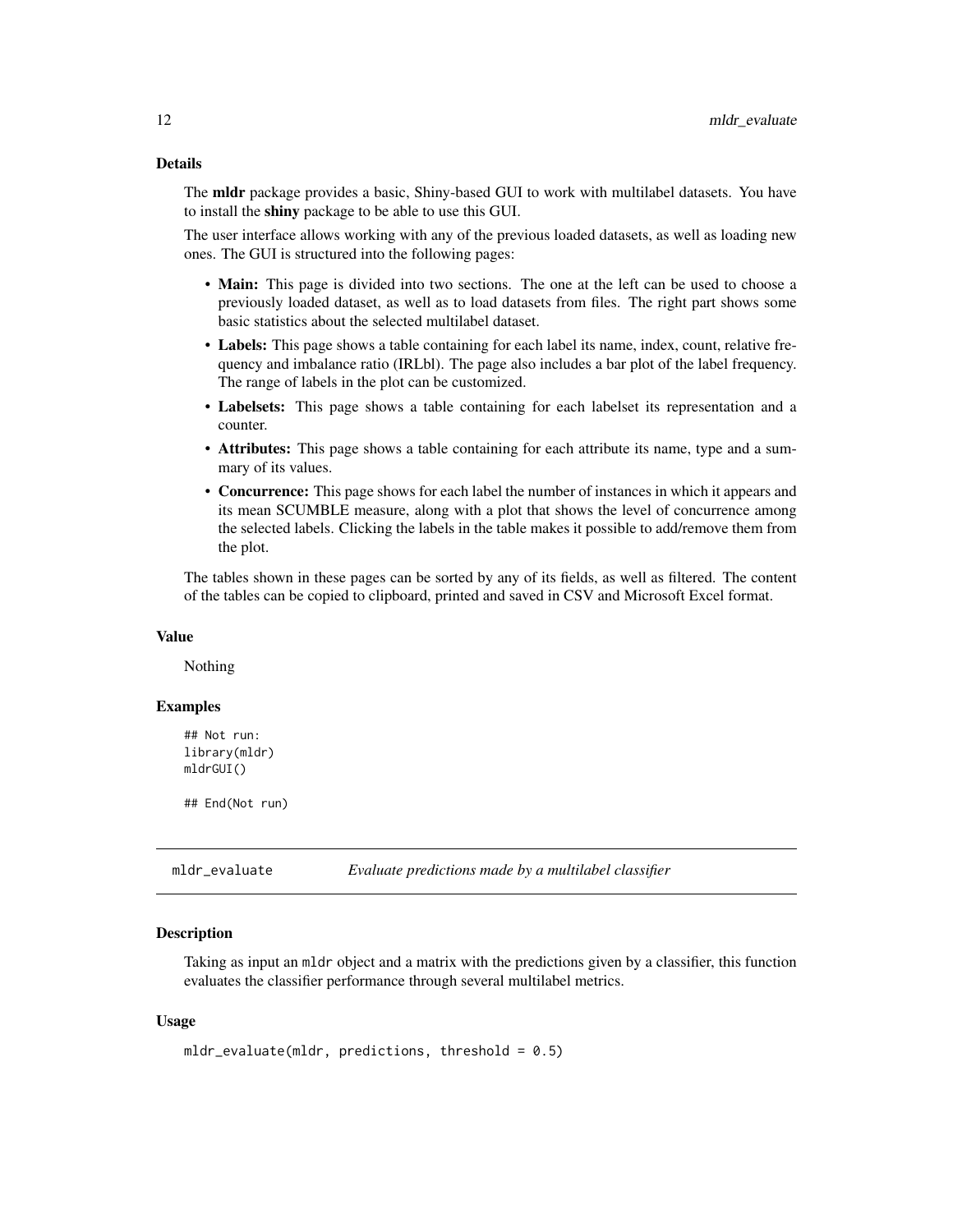### Details

The **mldr** package provides a basic, Shiny-based GUI to work with multilabel datasets. You have to install the **shiny** package to be able to use this GUI.

The user interface allows working with any of the previous loaded datasets, as well as loading new ones. The GUI is structured into the following pages:

- **Main:** This page is divided into two sections. The one at the left can be used to choose a previously loaded dataset, as well as to load datasets from files. The right part shows some basic statistics about the selected multilabel dataset.
- **Labels:** This page shows a table containing for each label its name, index, count, relative frequency and imbalance ratio (IRLbl). The page also includes a bar plot of the label frequency. The range of labels in the plot can be customized.
- **Labelsets:** This page shows a table containing for each labelset its representation and a counter.
- **Attributes:** This page shows a table containing for each attribute its name, type and a summary of its values.
- **Concurrence:** This page shows for each label the number of instances in which it appears and its mean SCUMBLE measure, along with a plot that shows the level of concurrence among the selected labels. Clicking the labels in the table makes it possible to add/remove them from the plot.

The tables shown in these pages can be sorted by any of its fields, as well as filtered. The content of the tables can be copied to clipboard, printed and saved in CSV and Microsoft Excel format.

### Value

Nothing

### Examples

```
## Not run:
library(mldr)
mldrGUI()

## End(Not run)
```

---

## mldr_evaluate — *Evaluate predictions made by a multilabel classifier*

### Description

Taking as input an `mldr` object and a matrix with the predictions given by a classifier, this function evaluates the classifier performance through several multilabel metrics.

### Usage

```
mldr_evaluate(mldr, predictions, threshold = 0.5)
```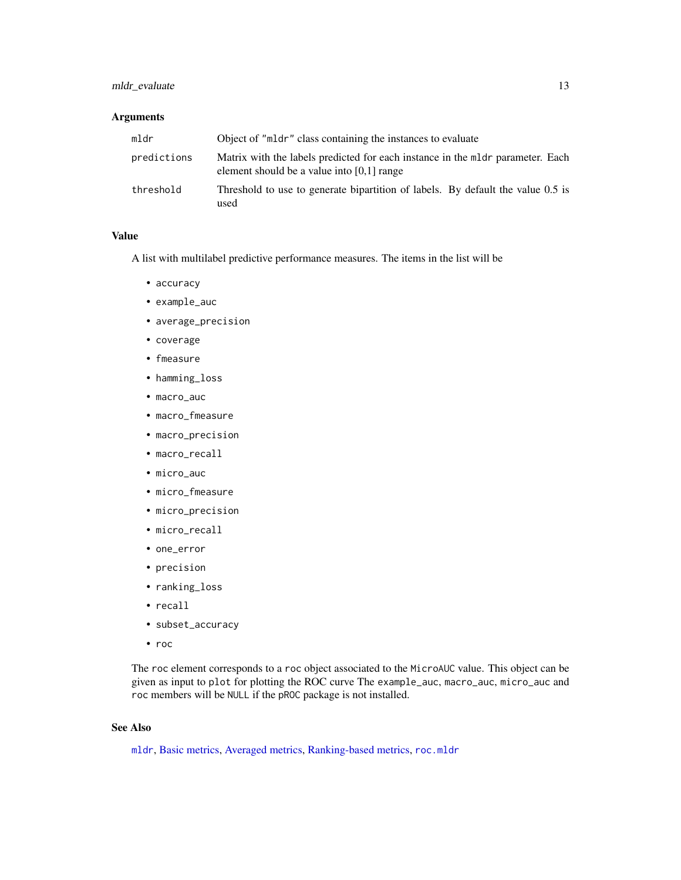### Arguments

| | |
|---|---|
| `mldr` | Object of `"mldr"` class containing the instances to evaluate |
| `predictions` | Matrix with the labels predicted for each instance in the `mldr` parameter. Each element should be a value into [0,1] range |
| `threshold` | Threshold to use to generate bipartition of labels. By default the value 0.5 is used |

### Value

A list with multilabel predictive performance measures. The items in the list will be

- `accuracy`
- `example_auc`
- `average_precision`
- `coverage`
- `fmeasure`
- `hamming_loss`
- `macro_auc`
- `macro_fmeasure`
- `macro_precision`
- `macro_recall`
- `micro_auc`
- `micro_fmeasure`
- `micro_precision`
- `micro_recall`
- `one_error`
- `precision`
- `ranking_loss`
- `recall`
- `subset_accuracy`
- `roc`

The `roc` element corresponds to a `roc` object associated to the `MicroAUC` value. This object can be given as input to `plot` for plotting the ROC curve The `example_auc`, `macro_auc`, `micro_auc` and `roc` members will be `NULL` if the `pROC` package is not installed.

### See Also

`mldr`, Basic metrics, Averaged metrics, Ranking-based metrics, `roc.mldr`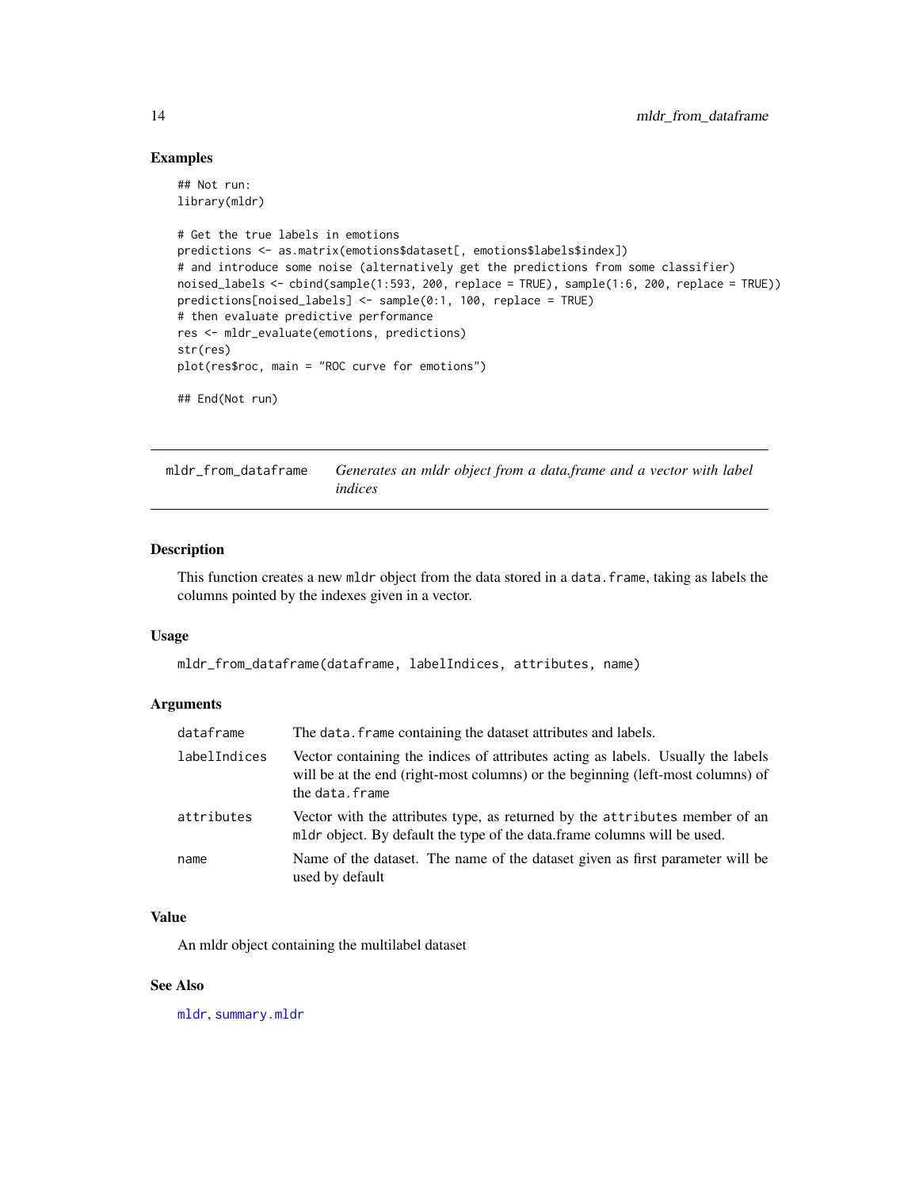### Examples

```
## Not run:
library(mldr)

# Get the true labels in emotions
predictions <- as.matrix(emotions$dataset[, emotions$labels$index])
# and introduce some noise (alternatively get the predictions from some classifier)
noised_labels <- cbind(sample(1:593, 200, replace = TRUE), sample(1:6, 200, replace = TRUE))
predictions[noised_labels] <- sample(0:1, 100, replace = TRUE)
# then evaluate predictive performance
res <- mldr_evaluate(emotions, predictions)
str(res)
plot(res$roc, main = "ROC curve for emotions")

## End(Not run)
```

## mldr_from_dataframe    *Generates an mldr object from a data.frame and a vector with label indices*

### Description

This function creates a new `mldr` object from the data stored in a `data.frame`, taking as labels the columns pointed by the indexes given in a vector.

### Usage

```
mldr_from_dataframe(dataframe, labelIndices, attributes, name)
```

### Arguments

| | |
|---|---|
| `dataframe` | The `data.frame` containing the dataset attributes and labels. |
| `labelIndices` | Vector containing the indices of attributes acting as labels. Usually the labels will be at the end (right-most columns) or the beginning (left-most columns) of the `data.frame` |
| `attributes` | Vector with the attributes type, as returned by the `attributes` member of an `mldr` object. By default the type of the data.frame columns will be used. |
| `name` | Name of the dataset. The name of the dataset given as first parameter will be used by default |

### Value

An mldr object containing the multilabel dataset

### See Also

`mldr`, `summary.mldr`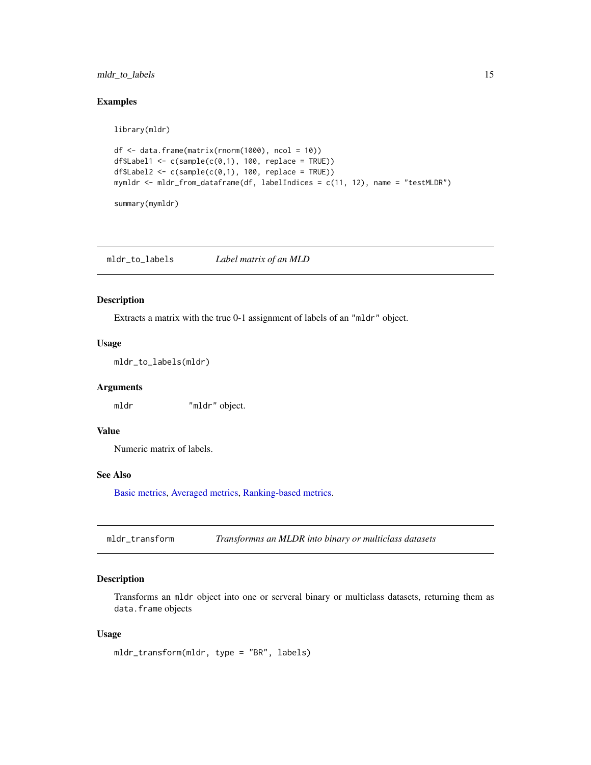### Examples

```
library(mldr)

df <- data.frame(matrix(rnorm(1000), ncol = 10))
df$Label1 <- c(sample(c(0,1), 100, replace = TRUE))
df$Label2 <- c(sample(c(0,1), 100, replace = TRUE))
mymldr <- mldr_from_dataframe(df, labelIndices = c(11, 12), name = "testMLDR")

summary(mymldr)
```

## mldr_to_labels — *Label matrix of an MLD*

### Description

Extracts a matrix with the true 0-1 assignment of labels of an "mldr" object.

### Usage

```
mldr_to_labels(mldr)
```

### Arguments

| | |
|---|---|
| mldr | "mldr" object. |

### Value

Numeric matrix of labels.

### See Also

Basic metrics, Averaged metrics, Ranking-based metrics.

## mldr_transform — *Transformns an MLDR into binary or multiclass datasets*

### Description

Transforms an mldr object into one or serveral binary or multiclass datasets, returning them as data.frame objects

### Usage

```
mldr_transform(mldr, type = "BR", labels)
```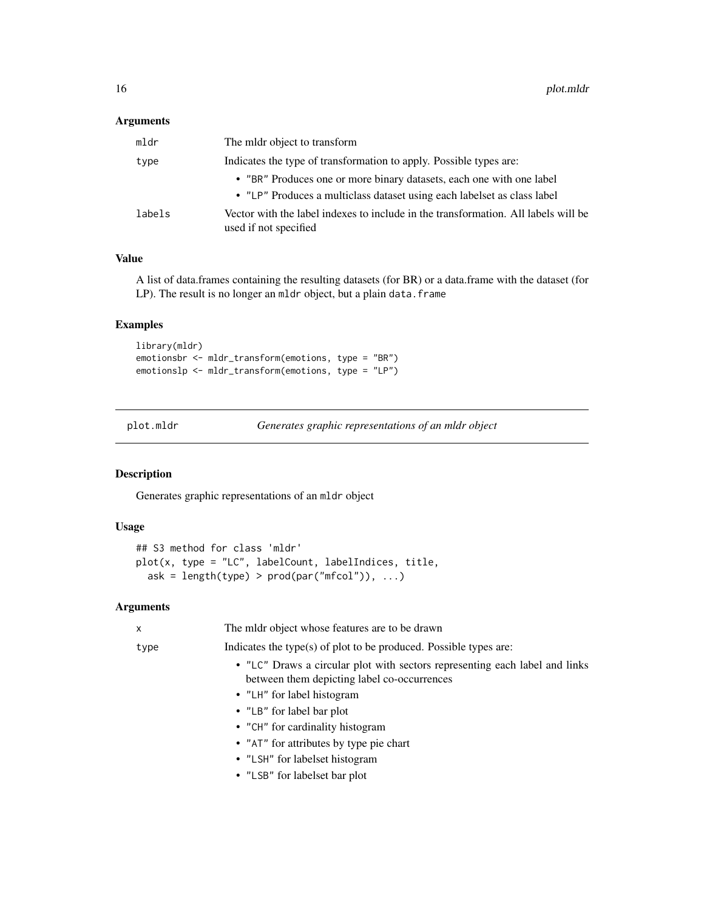### Arguments

| | |
|---|---|
| `mldr` | The mldr object to transform |
| `type` | Indicates the type of transformation to apply. Possible types are:<br>• "BR" Produces one or more binary datasets, each one with one label<br>• "LP" Produces a multiclass dataset using each labelset as class label |
| `labels` | Vector with the label indexes to include in the transformation. All labels will be used if not specified |

### Value

A list of data.frames containing the resulting datasets (for BR) or a data.frame with the dataset (for LP). The result is no longer an `mldr` object, but a plain `data.frame`

### Examples

```
library(mldr)
emotionsbr <- mldr_transform(emotions, type = "BR")
emotionslp <- mldr_transform(emotions, type = "LP")
```

---

## plot.mldr — *Generates graphic representations of an mldr object*

### Description

Generates graphic representations of an `mldr` object

### Usage

```
## S3 method for class 'mldr'
plot(x, type = "LC", labelCount, labelIndices, title,
  ask = length(type) > prod(par("mfcol")), ...)
```

### Arguments

| | |
|---|---|
| `x` | The mldr object whose features are to be drawn |
| `type` | Indicates the type(s) of plot to be produced. Possible types are:<br>• "LC" Draws a circular plot with sectors representing each label and links between them depicting label co-occurrences<br>• "LH" for label histogram<br>• "LB" for label bar plot<br>• "CH" for cardinality histogram<br>• "AT" for attributes by type pie chart<br>• "LSH" for labelset histogram<br>• "LSB" for labelset bar plot |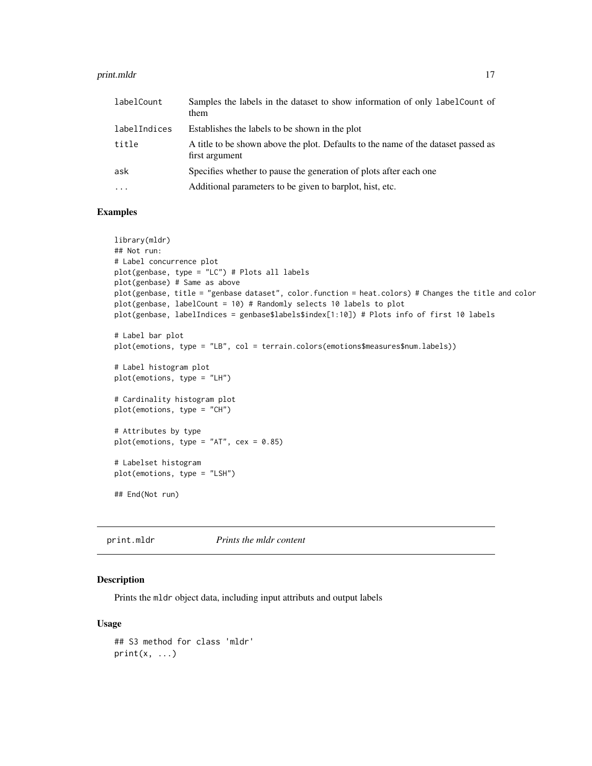| | |
|---|---|
| labelCount | Samples the labels in the dataset to show information of only labelCount of them |
| labelIndices | Establishes the labels to be shown in the plot |
| title | A title to be shown above the plot. Defaults to the name of the dataset passed as first argument |
| ask | Specifies whether to pause the generation of plots after each one |
| ... | Additional parameters to be given to barplot, hist, etc. |

### Examples

```
library(mldr)
## Not run:
# Label concurrence plot
plot(genbase, type = "LC") # Plots all labels
plot(genbase) # Same as above
plot(genbase, title = "genbase dataset", color.function = heat.colors) # Changes the title and color
plot(genbase, labelCount = 10) # Randomly selects 10 labels to plot
plot(genbase, labelIndices = genbase$labels$index[1:10]) # Plots info of first 10 labels

# Label bar plot
plot(emotions, type = "LB", col = terrain.colors(emotions$measures$num.labels))

# Label histogram plot
plot(emotions, type = "LH")

# Cardinality histogram plot
plot(emotions, type = "CH")

# Attributes by type
plot(emotions, type = "AT", cex = 0.85)

# Labelset histogram
plot(emotions, type = "LSH")

## End(Not run)
```

---

## print.mldr *Prints the mldr content*

### Description

Prints the mldr object data, including input attributs and output labels

### Usage

```
## S3 method for class 'mldr'
print(x, ...)
```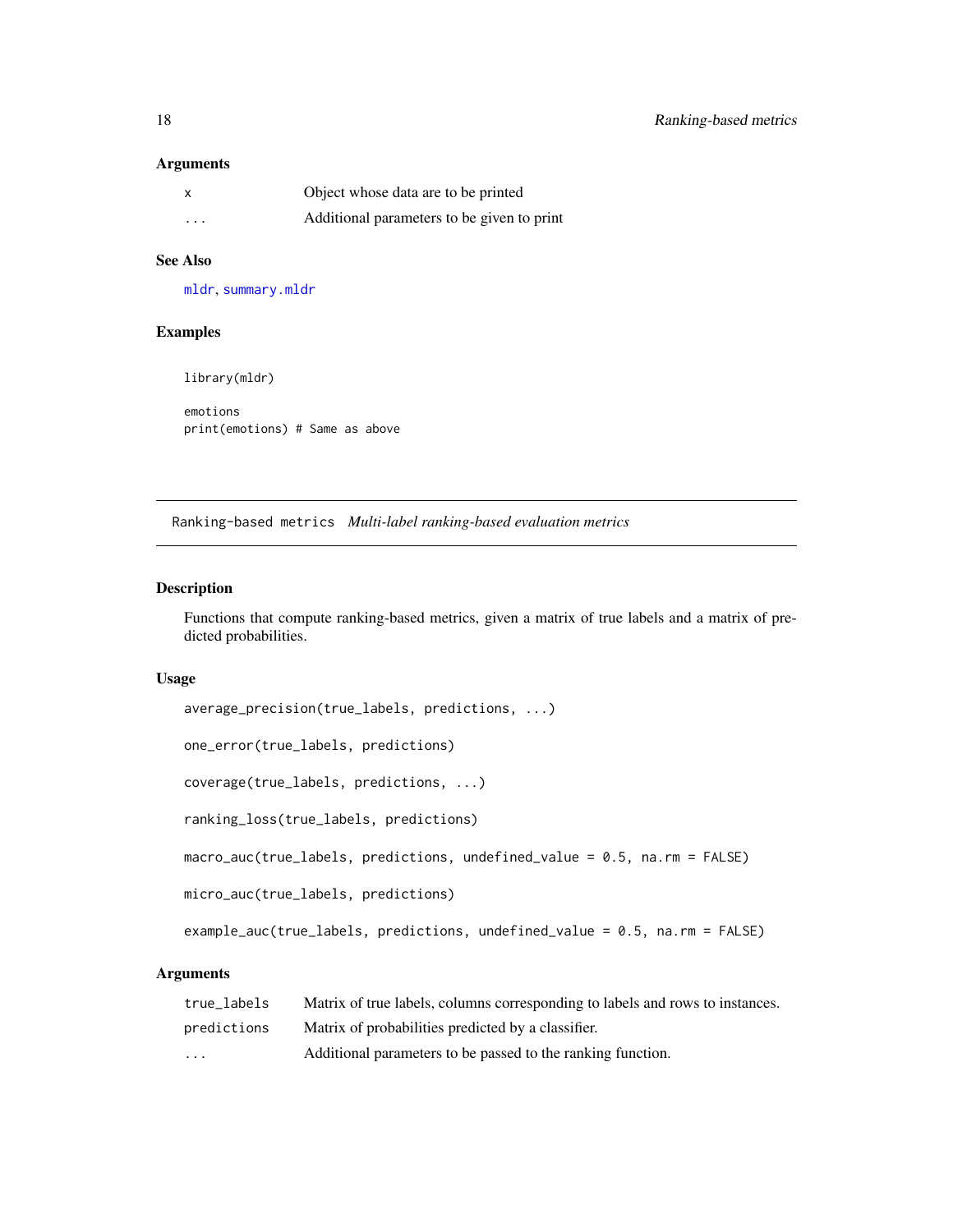#### Arguments

| | |
|---|---|
| x | Object whose data are to be printed |
| ... | Additional parameters to be given to print |

#### See Also

mldr, summary.mldr

#### Examples

```
library(mldr)

emotions
print(emotions) # Same as above
```

---

## Ranking-based metrics *Multi-label ranking-based evaluation metrics*

---

#### Description

Functions that compute ranking-based metrics, given a matrix of true labels and a matrix of predicted probabilities.

#### Usage

```
average_precision(true_labels, predictions, ...)

one_error(true_labels, predictions)

coverage(true_labels, predictions, ...)

ranking_loss(true_labels, predictions)

macro_auc(true_labels, predictions, undefined_value = 0.5, na.rm = FALSE)

micro_auc(true_labels, predictions)

example_auc(true_labels, predictions, undefined_value = 0.5, na.rm = FALSE)
```

#### Arguments

| | |
|---|---|
| true_labels | Matrix of true labels, columns corresponding to labels and rows to instances. |
| predictions | Matrix of probabilities predicted by a classifier. |
| ... | Additional parameters to be passed to the ranking function. |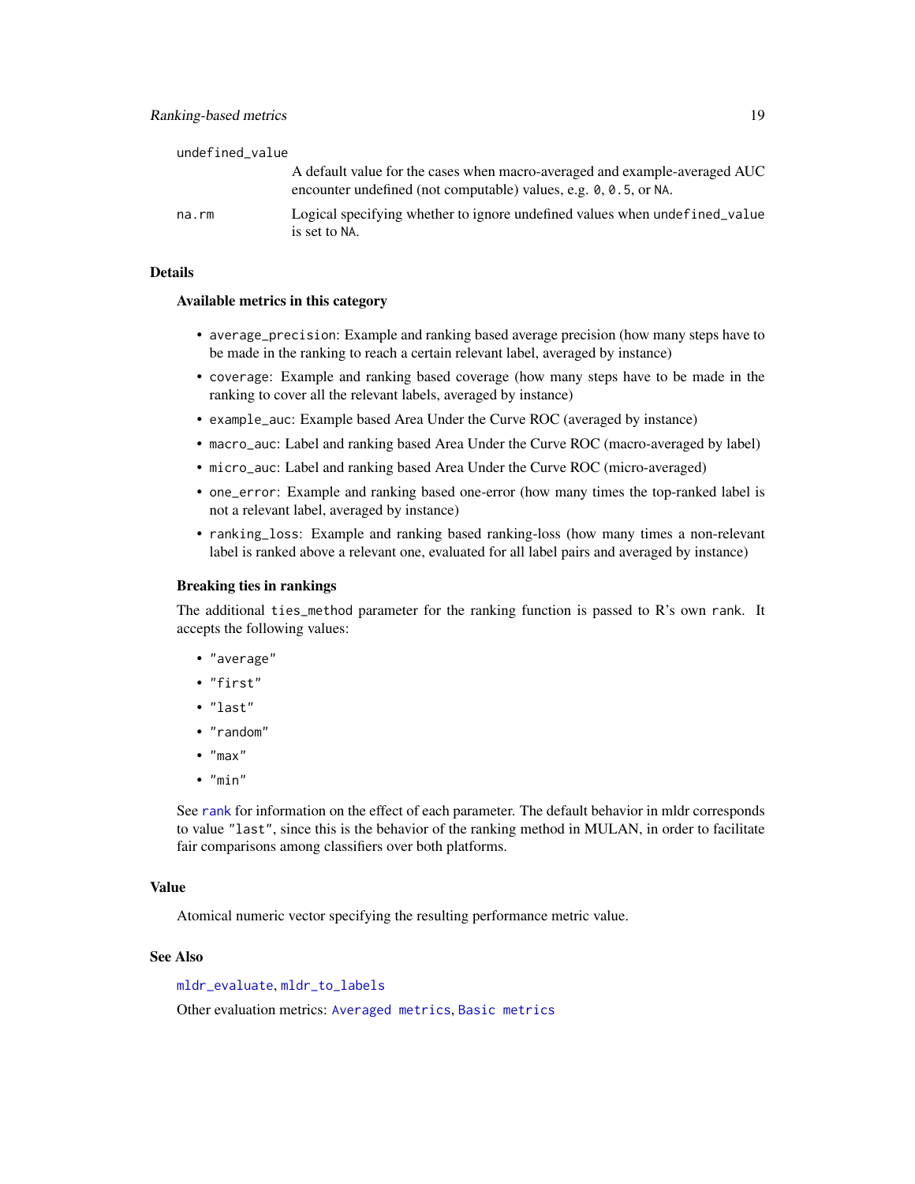`undefined_value`
: A default value for the cases when macro-averaged and example-averaged AUC encounter undefined (not computable) values, e.g. `0`, `0.5`, or `NA`.

`na.rm`
: Logical specifying whether to ignore undefined values when `undefined_value` is set to `NA`.

## Details

### Available metrics in this category

- `average_precision`: Example and ranking based average precision (how many steps have to be made in the ranking to reach a certain relevant label, averaged by instance)
- `coverage`: Example and ranking based coverage (how many steps have to be made in the ranking to cover all the relevant labels, averaged by instance)
- `example_auc`: Example based Area Under the Curve ROC (averaged by instance)
- `macro_auc`: Label and ranking based Area Under the Curve ROC (macro-averaged by label)
- `micro_auc`: Label and ranking based Area Under the Curve ROC (micro-averaged)
- `one_error`: Example and ranking based one-error (how many times the top-ranked label is not a relevant label, averaged by instance)
- `ranking_loss`: Example and ranking based ranking-loss (how many times a non-relevant label is ranked above a relevant one, evaluated for all label pairs and averaged by instance)

### Breaking ties in rankings

The additional `ties_method` parameter for the ranking function is passed to R's own `rank`. It accepts the following values:

- `"average"`
- `"first"`
- `"last"`
- `"random"`
- `"max"`
- `"min"`

See `rank` for information on the effect of each parameter. The default behavior in mldr corresponds to value `"last"`, since this is the behavior of the ranking method in MULAN, in order to facilitate fair comparisons among classifiers over both platforms.

## Value

Atomical numeric vector specifying the resulting performance metric value.

## See Also

`mldr_evaluate`, `mldr_to_labels`

Other evaluation metrics: `Averaged metrics`, `Basic metrics`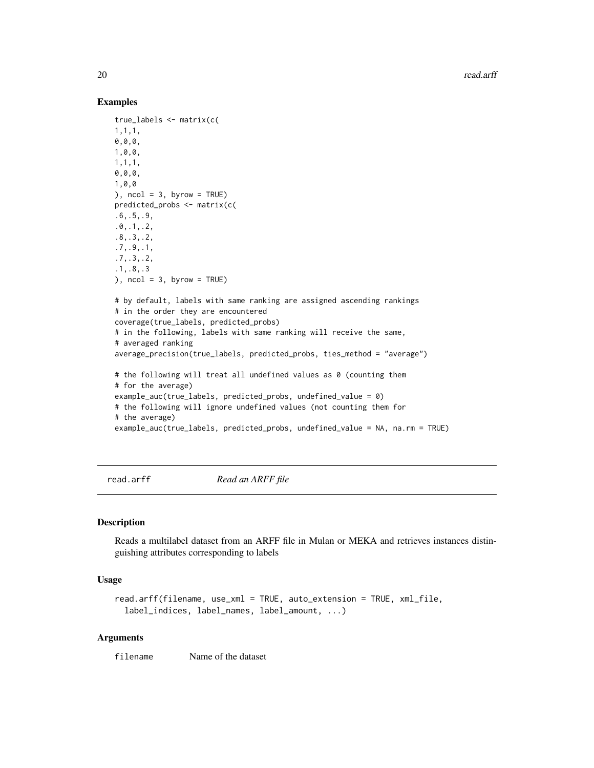## Examples

```
true_labels <- matrix(c(
1,1,1,
0,0,0,
1,0,0,
1,1,1,
0,0,0,
1,0,0
), ncol = 3, byrow = TRUE)
predicted_probs <- matrix(c(
.6,.5,.9,
.0,.1,.2,
.8,.3,.2,
.7,.9,.1,
.7,.3,.2,
.1,.8,.3
), ncol = 3, byrow = TRUE)

# by default, labels with same ranking are assigned ascending rankings
# in the order they are encountered
coverage(true_labels, predicted_probs)
# in the following, labels with same ranking will receive the same,
# averaged ranking
average_precision(true_labels, predicted_probs, ties_method = "average")

# the following will treat all undefined values as 0 (counting them
# for the average)
example_auc(true_labels, predicted_probs, undefined_value = 0)
# the following will ignore undefined values (not counting them for
# the average)
example_auc(true_labels, predicted_probs, undefined_value = NA, na.rm = TRUE)
```

---

# read.arff *Read an ARFF file*

## Description

Reads a multilabel dataset from an ARFF file in Mulan or MEKA and retrieves instances distinguishing attributes corresponding to labels

## Usage

```
read.arff(filename, use_xml = TRUE, auto_extension = TRUE, xml_file,
  label_indices, label_names, label_amount, ...)
```

## Arguments

`filename` Name of the dataset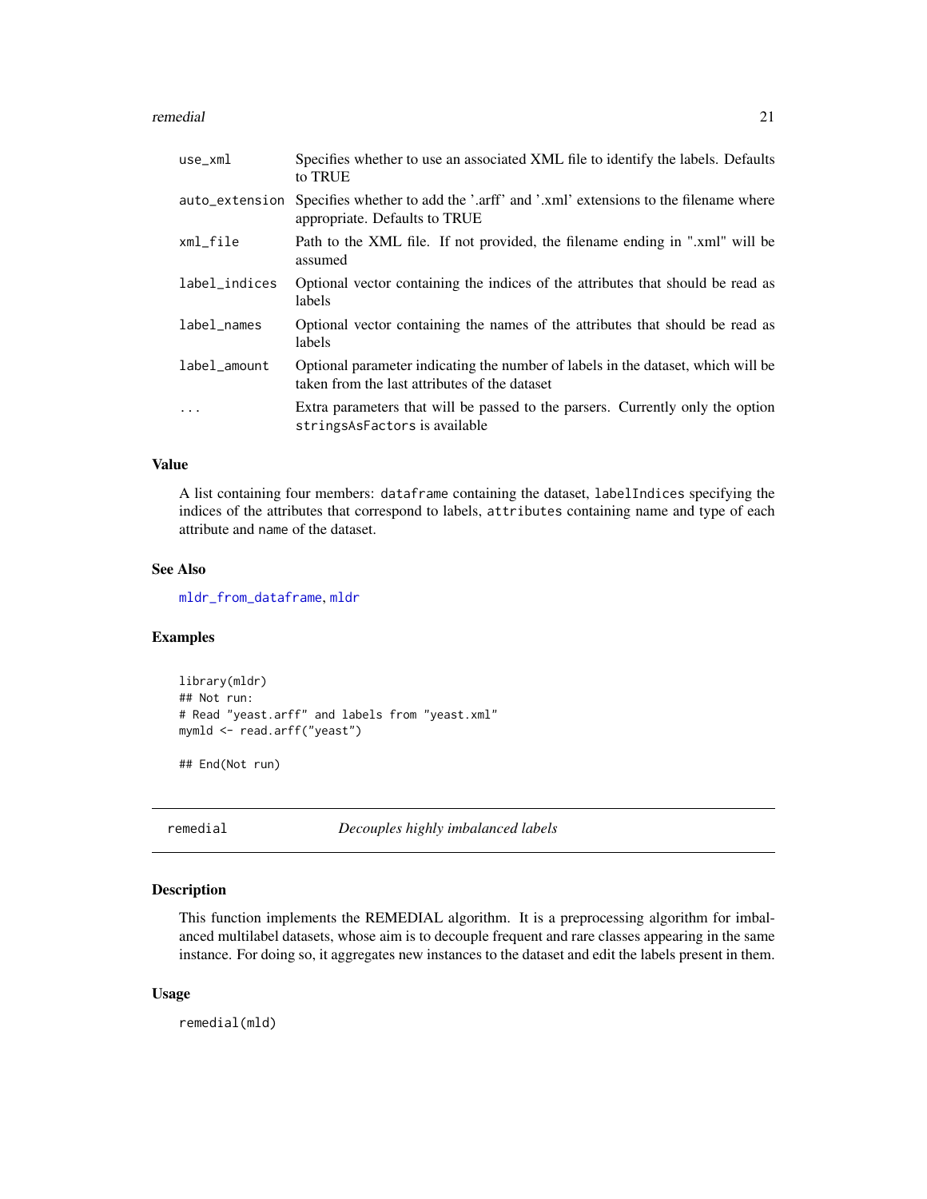| | |
|---|---|
| use_xml | Specifies whether to use an associated XML file to identify the labels. Defaults to TRUE |
| auto_extension | Specifies whether to add the '.arff' and '.xml' extensions to the filename where appropriate. Defaults to TRUE |
| xml_file | Path to the XML file. If not provided, the filename ending in ".xml" will be assumed |
| label_indices | Optional vector containing the indices of the attributes that should be read as labels |
| label_names | Optional vector containing the names of the attributes that should be read as labels |
| label_amount | Optional parameter indicating the number of labels in the dataset, which will be taken from the last attributes of the dataset |
| ... | Extra parameters that will be passed to the parsers. Currently only the option stringsAsFactors is available |

### Value

A list containing four members: dataframe containing the dataset, labelIndices specifying the indices of the attributes that correspond to labels, attributes containing name and type of each attribute and name of the dataset.

### See Also

mldr_from_dataframe, mldr

### Examples

```
library(mldr)
## Not run:
# Read "yeast.arff" and labels from "yeast.xml"
mymld <- read.arff("yeast")

## End(Not run)
```

---

## remedial — *Decouples highly imbalanced labels*

### Description

This function implements the REMEDIAL algorithm. It is a preprocessing algorithm for imbalanced multilabel datasets, whose aim is to decouple frequent and rare classes appearing in the same instance. For doing so, it aggregates new instances to the dataset and edit the labels present in them.

### Usage

```
remedial(mld)
```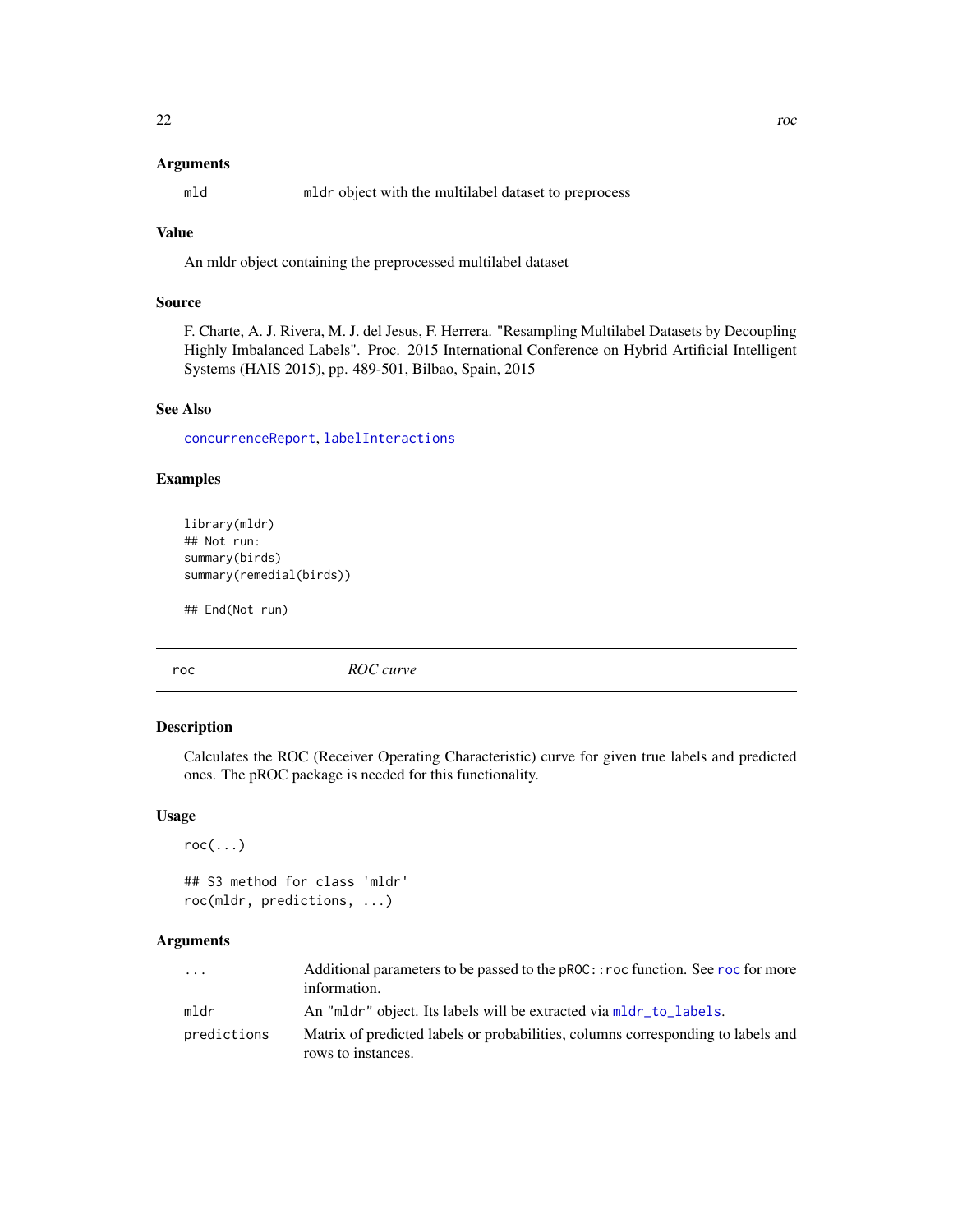### Arguments

| | |
|---|---|
| `mld` | `mldr` object with the multilabel dataset to preprocess |

### Value

An mldr object containing the preprocessed multilabel dataset

### Source

F. Charte, A. J. Rivera, M. J. del Jesus, F. Herrera. "Resampling Multilabel Datasets by Decoupling Highly Imbalanced Labels". Proc. 2015 International Conference on Hybrid Artificial Intelligent Systems (HAIS 2015), pp. 489-501, Bilbao, Spain, 2015

### See Also

`concurrenceReport`, `labelInteractions`

### Examples

```
library(mldr)
## Not run:
summary(birds)
summary(remedial(birds))

## End(Not run)
```

---

## roc — *ROC curve*

### Description

Calculates the ROC (Receiver Operating Characteristic) curve for given true labels and predicted ones. The pROC package is needed for this functionality.

### Usage

```
roc(...)

## S3 method for class 'mldr'
roc(mldr, predictions, ...)
```

### Arguments

| | |
|---|---|
| `...` | Additional parameters to be passed to the `pROC::roc` function. See `roc` for more information. |
| `mldr` | An `"mldr"` object. Its labels will be extracted via `mldr_to_labels`. |
| `predictions` | Matrix of predicted labels or probabilities, columns corresponding to labels and rows to instances. |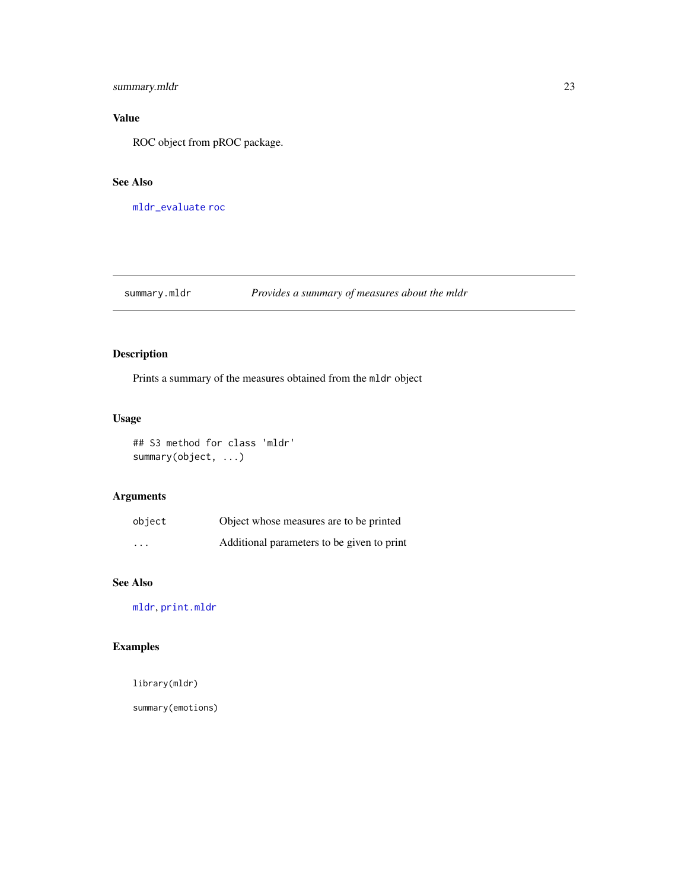## Value

ROC object from pROC package.

## See Also

`mldr_evaluate` `roc`

---

# summary.mldr *Provides a summary of measures about the mldr*

---

## Description

Prints a summary of the measures obtained from the `mldr` object

## Usage

```
## S3 method for class 'mldr'
summary(object, ...)
```

## Arguments

| | |
|---|---|
| `object` | Object whose measures are to be printed |
| `...` | Additional parameters to be given to print |

## See Also

`mldr`, `print.mldr`

## Examples

```
library(mldr)

summary(emotions)
```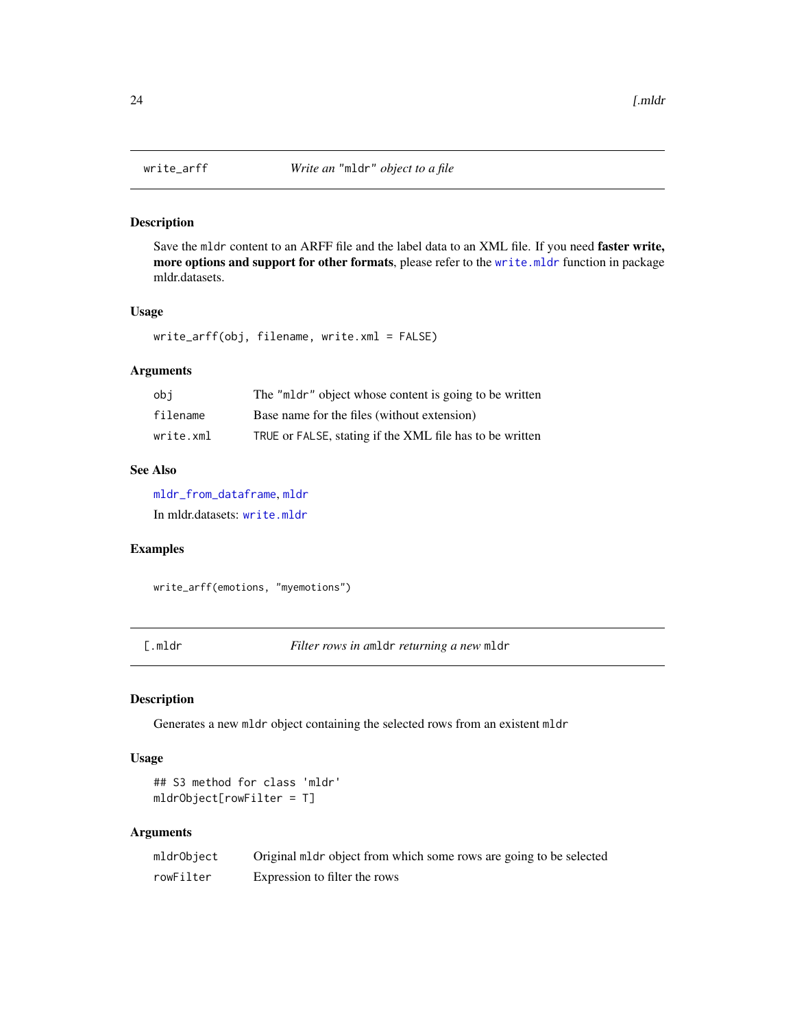## write_arff — *Write an "mldr" object to a file*

### Description

Save the `mldr` content to an ARFF file and the label data to an XML file. If you need **faster write, more options and support for other formats**, please refer to the `write.mldr` function in package mldr.datasets.

### Usage

```
write_arff(obj, filename, write.xml = FALSE)
```

### Arguments

| | |
|---|---|
| `obj` | The `"mldr"` object whose content is going to be written |
| `filename` | Base name for the files (without extension) |
| `write.xml` | `TRUE` or `FALSE`, stating if the XML file has to be written |

### See Also

`mldr_from_dataframe`, `mldr`

In mldr.datasets: `write.mldr`

### Examples

```
write_arff(emotions, "myemotions")
```

## [.mldr — *Filter rows in a* `mldr` *returning a new* `mldr`

### Description

Generates a new `mldr` object containing the selected rows from an existent `mldr`

### Usage

```
## S3 method for class 'mldr'
mldrObject[rowFilter = T]
```

### Arguments

| | |
|---|---|
| `mldrObject` | Original `mldr` object from which some rows are going to be selected |
| `rowFilter` | Expression to filter the rows |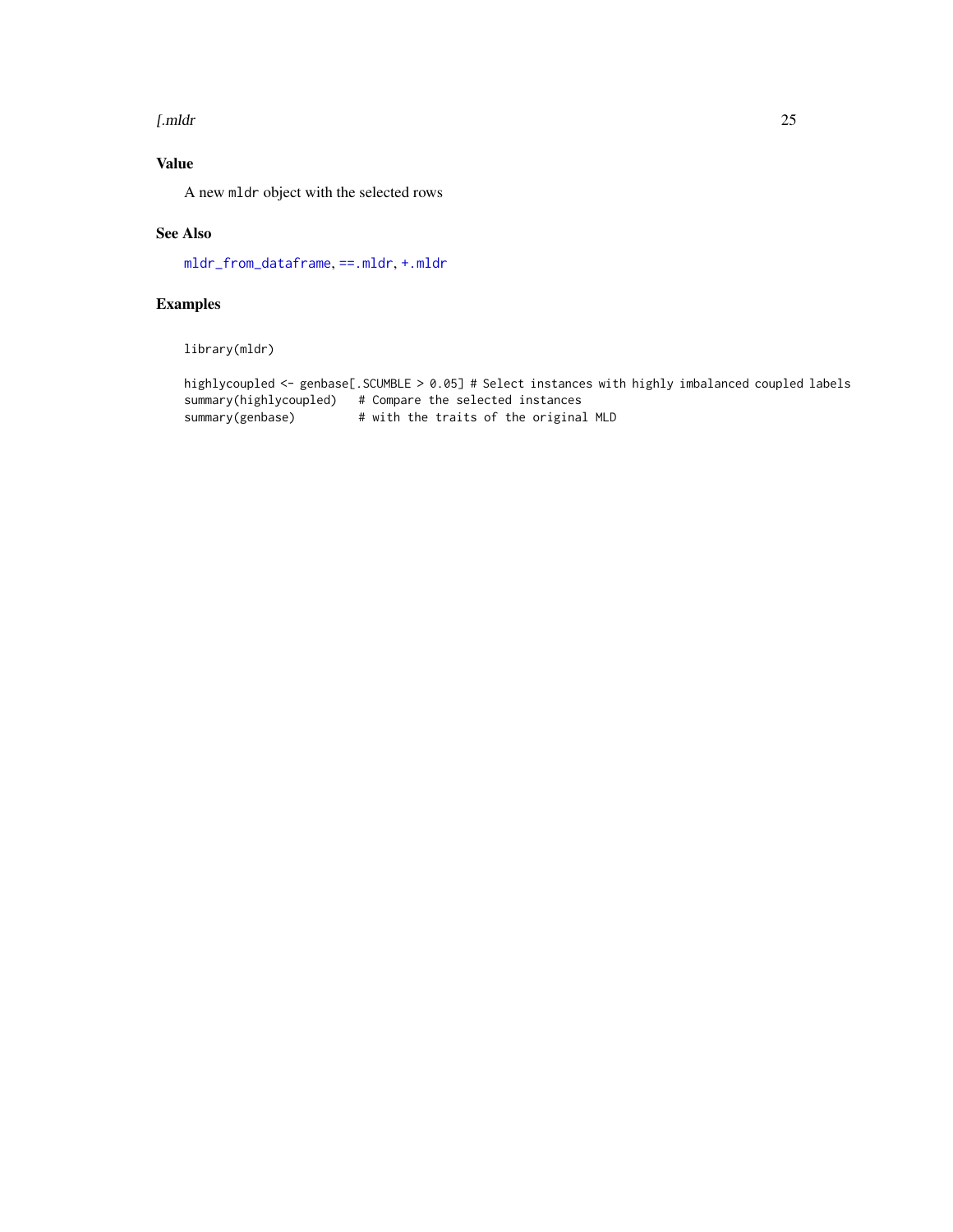## Value

A new `mldr` object with the selected rows

## See Also

`mldr_from_dataframe`, `==.mldr`, `+.mldr`

## Examples

```
library(mldr)

highlycoupled <- genbase[.SCUMBLE > 0.05] # Select instances with highly imbalanced coupled labels
summary(highlycoupled)   # Compare the selected instances
summary(genbase)         # with the traits of the original MLD
```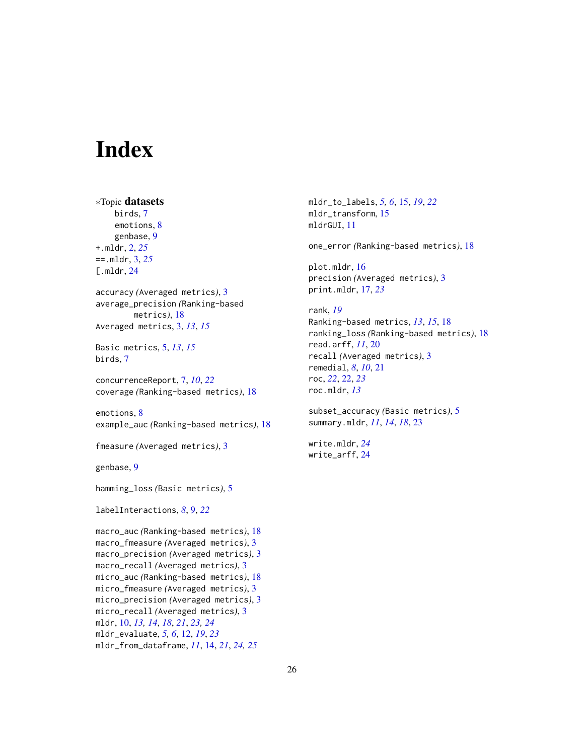# Index

*Topic **datasets**
- birds, 7
- emotions, 8
- genbase, 9

+.mldr, 2, *25*
==.mldr, 3, *25*
[.mldr, 24

accuracy (Averaged metrics), 3
average_precision (Ranking-based metrics), 18
Averaged metrics, 3, *13*, *15*

Basic metrics, 5, *13*, *15*
birds, 7

concurrenceReport, 7, *10*, *22*
coverage (Ranking-based metrics), 18

emotions, 8
example_auc (Ranking-based metrics), 18

fmeasure (Averaged metrics), 3

genbase, 9

hamming_loss (Basic metrics), 5

labelInteractions, *8*, 9, *22*

macro_auc (Ranking-based metrics), 18
macro_fmeasure (Averaged metrics), 3
macro_precision (Averaged metrics), 3
macro_recall (Averaged metrics), 3
micro_auc (Ranking-based metrics), 18
micro_fmeasure (Averaged metrics), 3
micro_precision (Averaged metrics), 3
micro_recall (Averaged metrics), 3
mldr, 10, *13, 14*, *18*, *21*, *23, 24*
mldr_evaluate, *5, 6*, 12, *19*, *23*
mldr_from_dataframe, *11*, 14, *21*, *24, 25*
mldr_to_labels, *5, 6*, 15, *19*, *22*
mldr_transform, 15
mldrGUI, 11

one_error (Ranking-based metrics), 18

plot.mldr, 16
precision (Averaged metrics), 3
print.mldr, 17, *23*

rank, *19*
Ranking-based metrics, *13*, *15*, 18
ranking_loss (Ranking-based metrics), 18
read.arff, *11*, 20
recall (Averaged metrics), 3
remedial, *8*, *10*, 21
roc, *22*, 22, *23*
roc.mldr, *13*

subset_accuracy (Basic metrics), 5
summary.mldr, *11*, *14*, *18*, 23

write.mldr, *24*
write_arff, 24